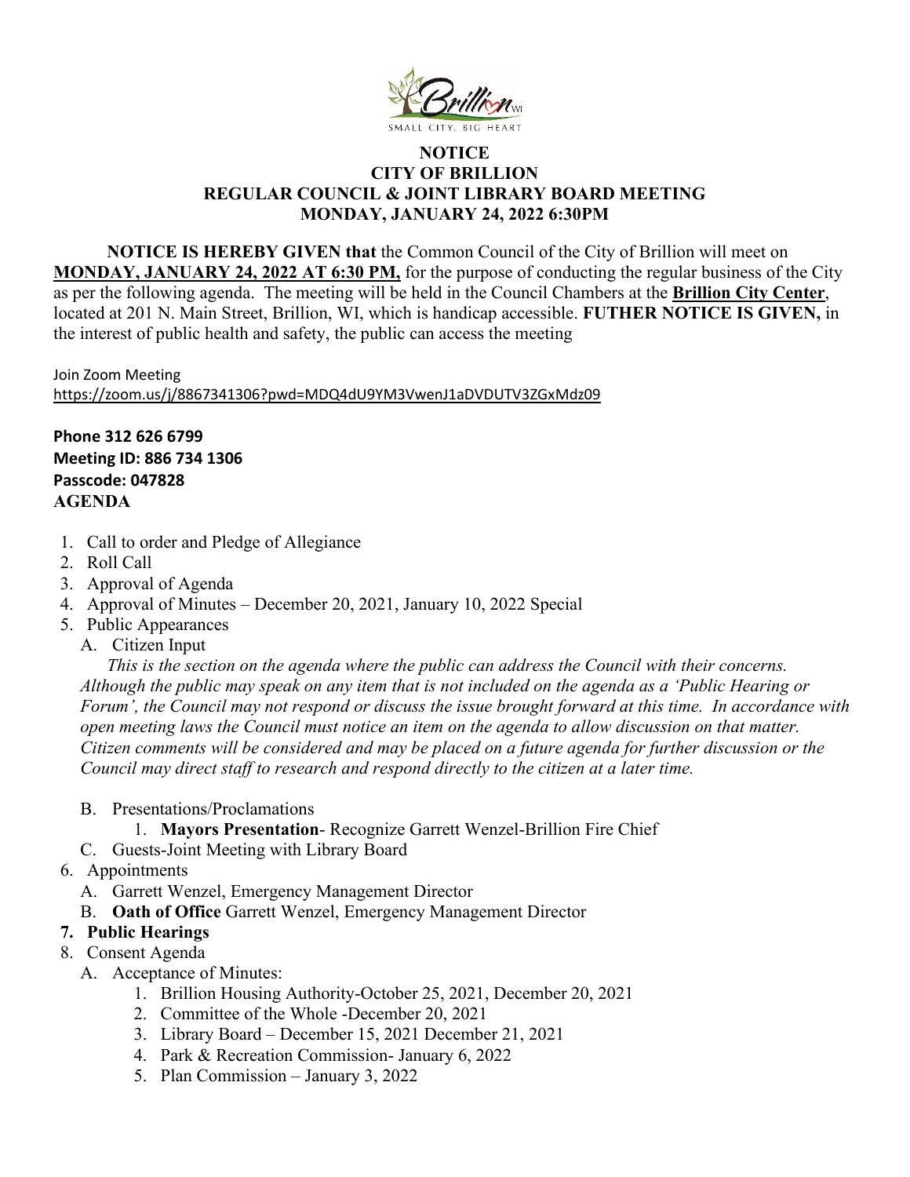**NOTICE**
**CITY OF BRILLION**
**REGULAR COUNCIL & JOINT LIBRARY BOARD MEETING**
**MONDAY, JANUARY 24, 2022 6:30PM**

**NOTICE IS HEREBY GIVEN that** the Common Council of the City of Brillion will meet on **MONDAY, JANUARY 24, 2022 AT 6:30 PM,** for the purpose of conducting the regular business of the City as per the following agenda. The meeting will be held in the Council Chambers at the **Brillion City Center**, located at 201 N. Main Street, Brillion, WI, which is handicap accessible. **FUTHER NOTICE IS GIVEN,** in the interest of public health and safety, the public can access the meeting

Join Zoom Meeting
https://zoom.us/j/8867341306?pwd=MDQ4dU9YM3VwenJ1aDVDUTV3ZGxMdz09

**Phone 312 626 6799**
**Meeting ID: 886 734 1306**
**Passcode: 047828**
**AGENDA**

1. Call to order and Pledge of Allegiance
2. Roll Call
3. Approval of Agenda
4. Approval of Minutes – December 20, 2021, January 10, 2022 Special
5. Public Appearances
   A. Citizen Input
   *This is the section on the agenda where the public can address the Council with their concerns. Although the public may speak on any item that is not included on the agenda as a 'Public Hearing or Forum', the Council may not respond or discuss the issue brought forward at this time. In accordance with open meeting laws the Council must notice an item on the agenda to allow discussion on that matter. Citizen comments will be considered and may be placed on a future agenda for further discussion or the Council may direct staff to research and respond directly to the citizen at a later time.*
   B. Presentations/Proclamations
      1. **Mayors Presentation**- Recognize Garrett Wenzel-Brillion Fire Chief
   C. Guests-Joint Meeting with Library Board
6. Appointments
   A. Garrett Wenzel, Emergency Management Director
   B. **Oath of Office** Garrett Wenzel, Emergency Management Director
7. **Public Hearings**
8. Consent Agenda
   A. Acceptance of Minutes:
      1. Brillion Housing Authority-October 25, 2021, December 20, 2021
      2. Committee of the Whole -December 20, 2021
      3. Library Board – December 15, 2021 December 21, 2021
      4. Park & Recreation Commission- January 6, 2022
      5. Plan Commission – January 3, 2022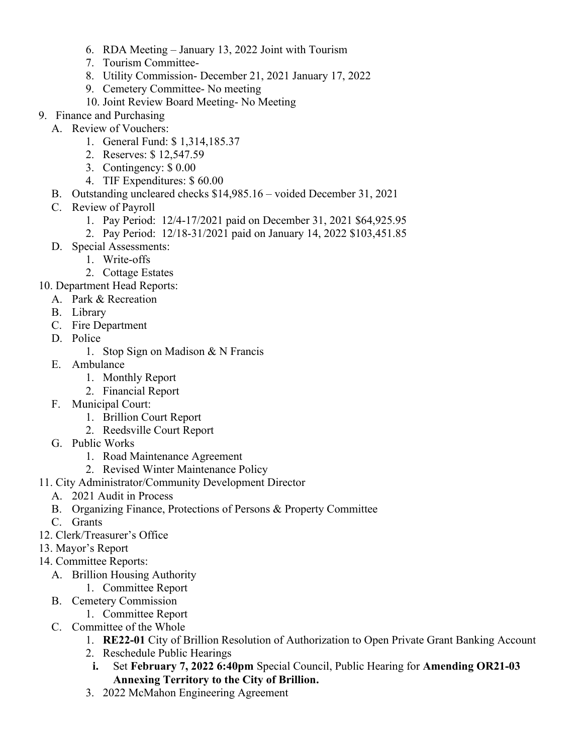6. RDA Meeting – January 13, 2022 Joint with Tourism
7. Tourism Committee-
8. Utility Commission- December 21, 2021 January 17, 2022
9. Cemetery Committee- No meeting
10. Joint Review Board Meeting- No Meeting

9. Finance and Purchasing
   A. Review of Vouchers:
      1. General Fund: $ 1,314,185.37
      2. Reserves: $ 12,547.59
      3. Contingency: $ 0.00
      4. TIF Expenditures: $ 60.00
   B. Outstanding uncleared checks $14,985.16 – voided December 31, 2021
   C. Review of Payroll
      1. Pay Period: 12/4-17/2021 paid on December 31, 2021 $64,925.95
      2. Pay Period: 12/18-31/2021 paid on January 14, 2022 $103,451.85
   D. Special Assessments:
      1. Write-offs
      2. Cottage Estates

10. Department Head Reports:
   A. Park & Recreation
   B. Library
   C. Fire Department
   D. Police
      1. Stop Sign on Madison & N Francis
   E. Ambulance
      1. Monthly Report
      2. Financial Report
   F. Municipal Court:
      1. Brillion Court Report
      2. Reedsville Court Report
   G. Public Works
      1. Road Maintenance Agreement
      2. Revised Winter Maintenance Policy

11. City Administrator/Community Development Director
   A. 2021 Audit in Process
   B. Organizing Finance, Protections of Persons & Property Committee
   C. Grants

12. Clerk/Treasurer's Office

13. Mayor's Report

14. Committee Reports:
   A. Brillion Housing Authority
      1. Committee Report
   B. Cemetery Commission
      1. Committee Report
   C. Committee of the Whole
      1. **RE22-01** City of Brillion Resolution of Authorization to Open Private Grant Banking Account
      2. Reschedule Public Hearings
         i. Set **February 7, 2022 6:40pm** Special Council, Public Hearing for **Amending OR21-03 Annexing Territory to the City of Brillion.**
      3. 2022 McMahon Engineering Agreement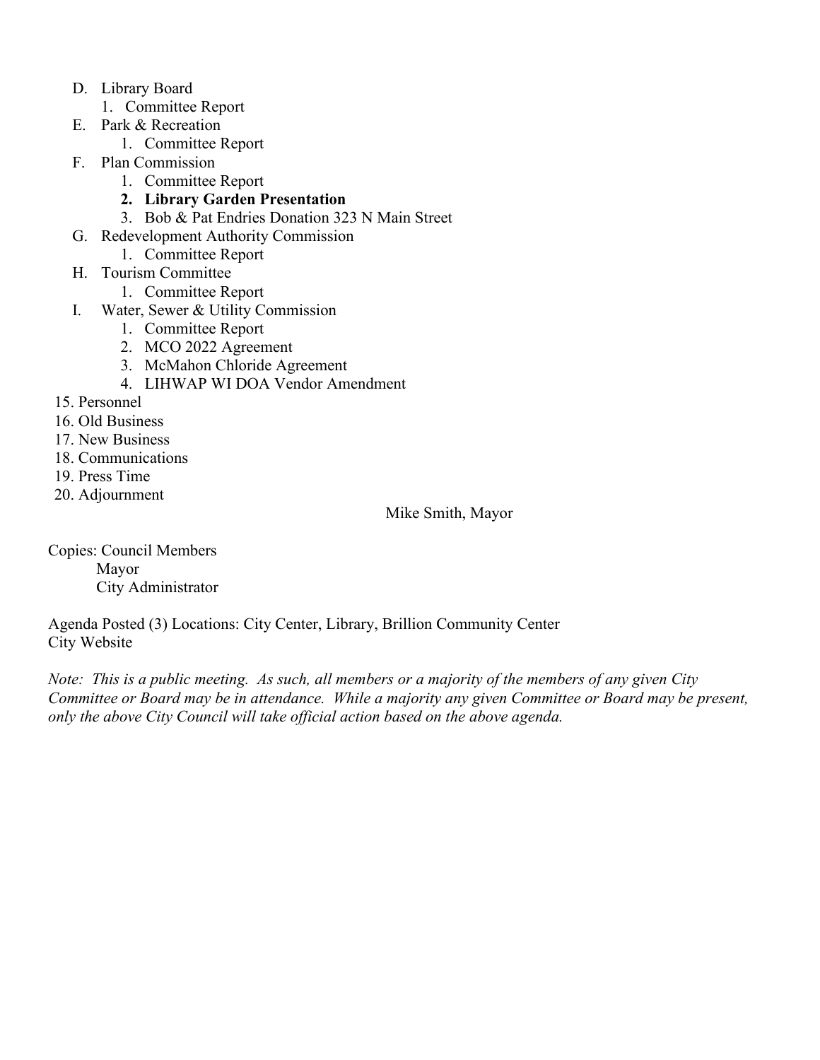D. Library Board
   1. Committee Report
E. Park & Recreation
   1. Committee Report
F. Plan Commission
   1. Committee Report
   2. **Library Garden Presentation**
   3. Bob & Pat Endries Donation 323 N Main Street
G. Redevelopment Authority Commission
   1. Committee Report
H. Tourism Committee
   1. Committee Report
I. Water, Sewer & Utility Commission
   1. Committee Report
   2. MCO 2022 Agreement
   3. McMahon Chloride Agreement
   4. LIHWAP WI DOA Vendor Amendment

15. Personnel
16. Old Business
17. New Business
18. Communications
19. Press Time
20. Adjournment

Mike Smith, Mayor

Copies: Council Members
Mayor
City Administrator

Agenda Posted (3) Locations: City Center, Library, Brillion Community Center
City Website

*Note: This is a public meeting. As such, all members or a majority of the members of any given City Committee or Board may be in attendance. While a majority any given Committee or Board may be present, only the above City Council will take official action based on the above agenda.*